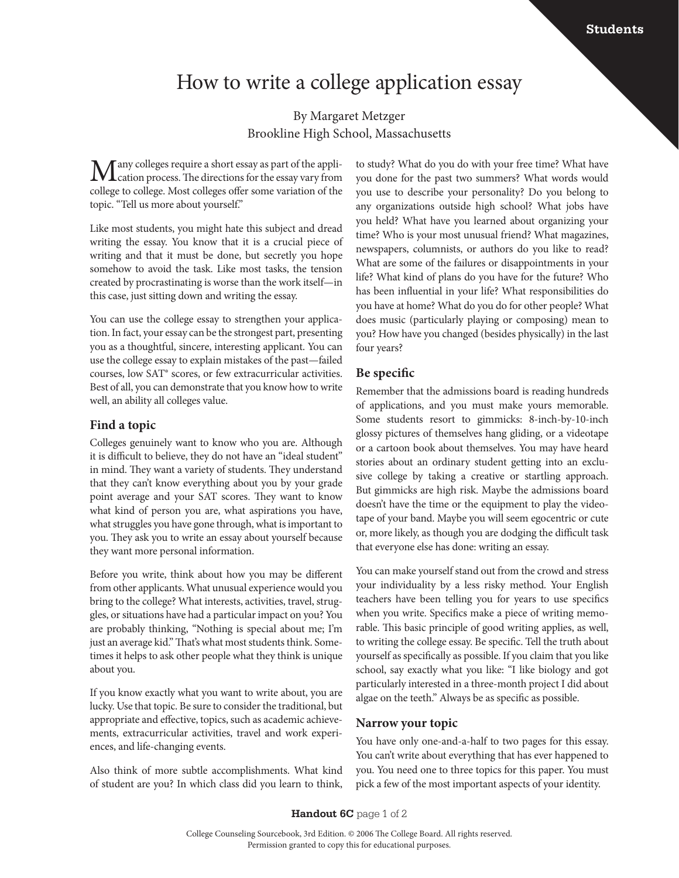# How to write a college application essay

By Margaret Metzger
Brookline High School, Massachusetts

Many colleges require a short essay as part of the application process. The directions for the essay vary from college to college. Most colleges offer some variation of the topic. "Tell us more about yourself."

Like most students, you might hate this subject and dread writing the essay. You know that it is a crucial piece of writing and that it must be done, but secretly you hope somehow to avoid the task. Like most tasks, the tension created by procrastinating is worse than the work itself—in this case, just sitting down and writing the essay.

You can use the college essay to strengthen your application. In fact, your essay can be the strongest part, presenting you as a thoughtful, sincere, interesting applicant. You can use the college essay to explain mistakes of the past—failed courses, low SAT® scores, or few extracurricular activities. Best of all, you can demonstrate that you know how to write well, an ability all colleges value.

## Find a topic

Colleges genuinely want to know who you are. Although it is difficult to believe, they do not have an "ideal student" in mind. They want a variety of students. They understand that they can't know everything about you by your grade point average and your SAT scores. They want to know what kind of person you are, what aspirations you have, what struggles you have gone through, what is important to you. They ask you to write an essay about yourself because they want more personal information.

Before you write, think about how you may be different from other applicants. What unusual experience would you bring to the college? What interests, activities, travel, struggles, or situations have had a particular impact on you? You are probably thinking, "Nothing is special about me; I'm just an average kid." That's what most students think. Sometimes it helps to ask other people what they think is unique about you.

If you know exactly what you want to write about, you are lucky. Use that topic. Be sure to consider the traditional, but appropriate and effective, topics, such as academic achievements, extracurricular activities, travel and work experiences, and life-changing events.

Also think of more subtle accomplishments. What kind of student are you? In which class did you learn to think, to study? What do you do with your free time? What have you done for the past two summers? What words would you use to describe your personality? Do you belong to any organizations outside high school? What jobs have you held? What have you learned about organizing your time? Who is your most unusual friend? What magazines, newspapers, columnists, or authors do you like to read? What are some of the failures or disappointments in your life? What kind of plans do you have for the future? Who has been influential in your life? What responsibilities do you have at home? What do you do for other people? What does music (particularly playing or composing) mean to you? How have you changed (besides physically) in the last four years?

## Be specific

Remember that the admissions board is reading hundreds of applications, and you must make yours memorable. Some students resort to gimmicks: 8-inch-by-10-inch glossy pictures of themselves hang gliding, or a videotape or a cartoon book about themselves. You may have heard stories about an ordinary student getting into an exclusive college by taking a creative or startling approach. But gimmicks are high risk. Maybe the admissions board doesn't have the time or the equipment to play the videotape of your band. Maybe you will seem egocentric or cute or, more likely, as though you are dodging the difficult task that everyone else has done: writing an essay.

You can make yourself stand out from the crowd and stress your individuality by a less risky method. Your English teachers have been telling you for years to use specifics when you write. Specifics make a piece of writing memorable. This basic principle of good writing applies, as well, to writing the college essay. Be specific. Tell the truth about yourself as specifically as possible. If you claim that you like school, say exactly what you like: "I like biology and got particularly interested in a three-month project I did about algae on the teeth." Always be as specific as possible.

## Narrow your topic

You have only one-and-a-half to two pages for this essay. You can't write about everything that has ever happened to you. You need one to three topics for this paper. You must pick a few of the most important aspects of your identity.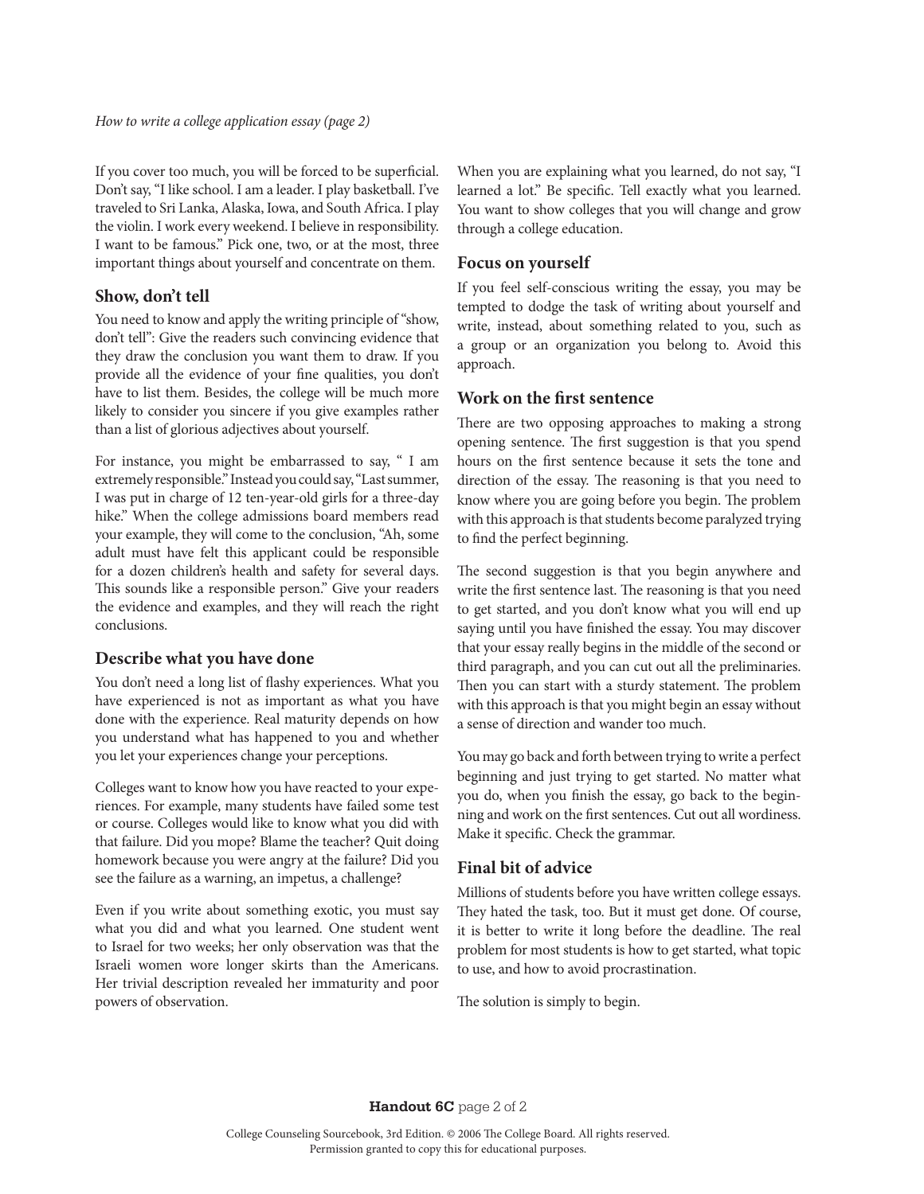If you cover too much, you will be forced to be superficial. Don't say, "I like school. I am a leader. I play basketball. I've traveled to Sri Lanka, Alaska, Iowa, and South Africa. I play the violin. I work every weekend. I believe in responsibility. I want to be famous." Pick one, two, or at the most, three important things about yourself and concentrate on them.

### Show, don't tell

You need to know and apply the writing principle of "show, don't tell": Give the readers such convincing evidence that they draw the conclusion you want them to draw. If you provide all the evidence of your fine qualities, you don't have to list them. Besides, the college will be much more likely to consider you sincere if you give examples rather than a list of glorious adjectives about yourself.

For instance, you might be embarrassed to say, " I am extremely responsible." Instead you could say, "Last summer, I was put in charge of 12 ten-year-old girls for a three-day hike." When the college admissions board members read your example, they will come to the conclusion, "Ah, some adult must have felt this applicant could be responsible for a dozen children's health and safety for several days. This sounds like a responsible person." Give your readers the evidence and examples, and they will reach the right conclusions.

### Describe what you have done

You don't need a long list of flashy experiences. What you have experienced is not as important as what you have done with the experience. Real maturity depends on how you understand what has happened to you and whether you let your experiences change your perceptions.

Colleges want to know how you have reacted to your experiences. For example, many students have failed some test or course. Colleges would like to know what you did with that failure. Did you mope? Blame the teacher? Quit doing homework because you were angry at the failure? Did you see the failure as a warning, an impetus, a challenge?

Even if you write about something exotic, you must say what you did and what you learned. One student went to Israel for two weeks; her only observation was that the Israeli women wore longer skirts than the Americans. Her trivial description revealed her immaturity and poor powers of observation.

When you are explaining what you learned, do not say, "I learned a lot." Be specific. Tell exactly what you learned. You want to show colleges that you will change and grow through a college education.

### Focus on yourself

If you feel self-conscious writing the essay, you may be tempted to dodge the task of writing about yourself and write, instead, about something related to you, such as a group or an organization you belong to. Avoid this approach.

### Work on the first sentence

There are two opposing approaches to making a strong opening sentence. The first suggestion is that you spend hours on the first sentence because it sets the tone and direction of the essay. The reasoning is that you need to know where you are going before you begin. The problem with this approach is that students become paralyzed trying to find the perfect beginning.

The second suggestion is that you begin anywhere and write the first sentence last. The reasoning is that you need to get started, and you don't know what you will end up saying until you have finished the essay. You may discover that your essay really begins in the middle of the second or third paragraph, and you can cut out all the preliminaries. Then you can start with a sturdy statement. The problem with this approach is that you might begin an essay without a sense of direction and wander too much.

You may go back and forth between trying to write a perfect beginning and just trying to get started. No matter what you do, when you finish the essay, go back to the beginning and work on the first sentences. Cut out all wordiness. Make it specific. Check the grammar.

### Final bit of advice

Millions of students before you have written college essays. They hated the task, too. But it must get done. Of course, it is better to write it long before the deadline. The real problem for most students is how to get started, what topic to use, and how to avoid procrastination.

The solution is simply to begin.

College Counseling Sourcebook, 3rd Edition. © 2006 The College Board. All rights reserved.
Permission granted to copy this for educational purposes.